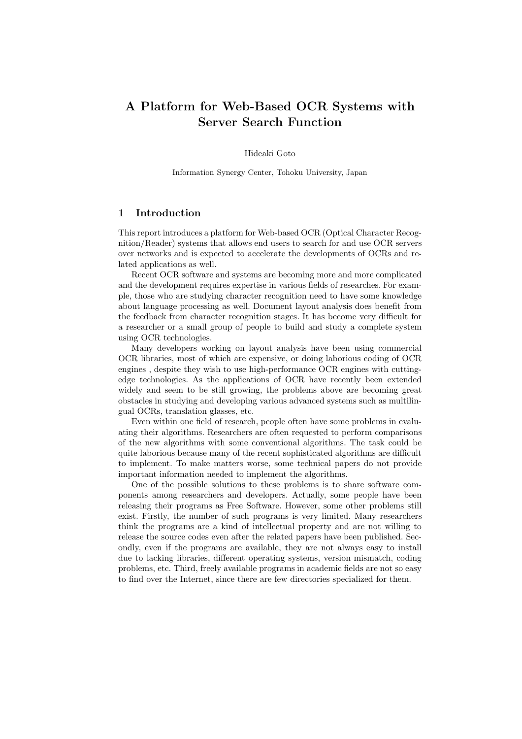# A Platform for Web-Based OCR Systems with Server Search Function

Hideaki Goto

Information Synergy Center, Tohoku University, Japan

## 1 Introduction

This report introduces a platform for Web-based OCR (Optical Character Recognition/Reader) systems that allows end users to search for and use OCR servers over networks and is expected to accelerate the developments of OCRs and related applications as well.

Recent OCR software and systems are becoming more and more complicated and the development requires expertise in various fields of researches. For example, those who are studying character recognition need to have some knowledge about language processing as well. Document layout analysis does benefit from the feedback from character recognition stages. It has become very difficult for a researcher or a small group of people to build and study a complete system using OCR technologies.

Many developers working on layout analysis have been using commercial OCR libraries, most of which are expensive, or doing laborious coding of OCR engines , despite they wish to use high-performance OCR engines with cutting-edge technologies. As the applications of OCR have recently been extended widely and seem to be still growing, the problems above are becoming great obstacles in studying and developing various advanced systems such as multilingual OCRs, translation glasses, etc.

Even within one field of research, people often have some problems in evaluating their algorithms. Researchers are often requested to perform comparisons of the new algorithms with some conventional algorithms. The task could be quite laborious because many of the recent sophisticated algorithms are difficult to implement. To make matters worse, some technical papers do not provide important information needed to implement the algorithms.

One of the possible solutions to these problems is to share software components among researchers and developers. Actually, some people have been releasing their programs as Free Software. However, some other problems still exist. Firstly, the number of such programs is very limited. Many researchers think the programs are a kind of intellectual property and are not willing to release the source codes even after the related papers have been published. Secondly, even if the programs are available, they are not always easy to install due to lacking libraries, different operating systems, version mismatch, coding problems, etc. Third, freely available programs in academic fields are not so easy to find over the Internet, since there are few directories specialized for them.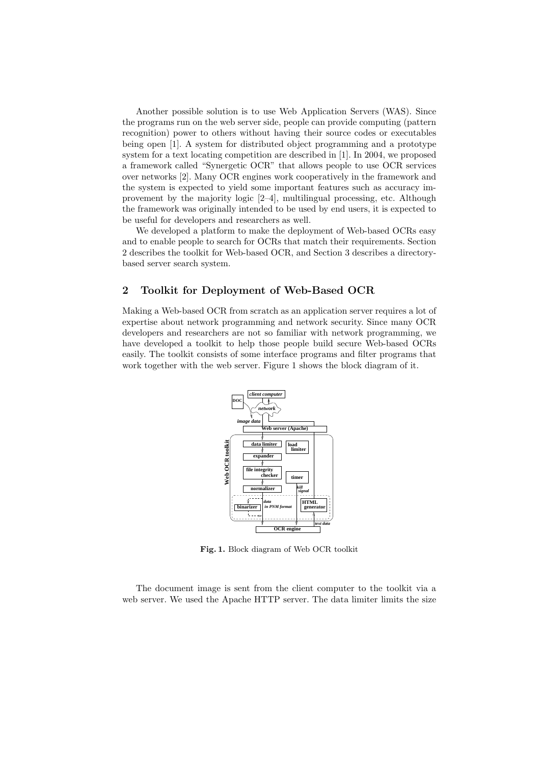Another possible solution is to use Web Application Servers (WAS). Since the programs run on the web server side, people can provide computing (pattern recognition) power to others without having their source codes or executables being open [1]. A system for distributed object programming and a prototype system for a text locating competition are described in [1]. In 2004, we proposed a framework called "Synergetic OCR" that allows people to use OCR services over networks [2]. Many OCR engines work cooperatively in the framework and the system is expected to yield some important features such as accuracy improvement by the majority logic [2–4], multilingual processing, etc. Although the framework was originally intended to be used by end users, it is expected to be useful for developers and researchers as well.

We developed a platform to make the deployment of Web-based OCRs easy and to enable people to search for OCRs that match their requirements. Section 2 describes the toolkit for Web-based OCR, and Section 3 describes a directory-based server search system.

## 2 Toolkit for Deployment of Web-Based OCR

Making a Web-based OCR from scratch as an application server requires a lot of expertise about network programming and network security. Since many OCR developers and researchers are not so familiar with network programming, we have developed a toolkit to help those people build secure Web-based OCRs easily. The toolkit consists of some interface programs and filter programs that work together with the web server. Figure 1 shows the block diagram of it.

**Fig. 1.** Block diagram of Web OCR toolkit

The document image is sent from the client computer to the toolkit via a web server. We used the Apache HTTP server. The data limiter limits the size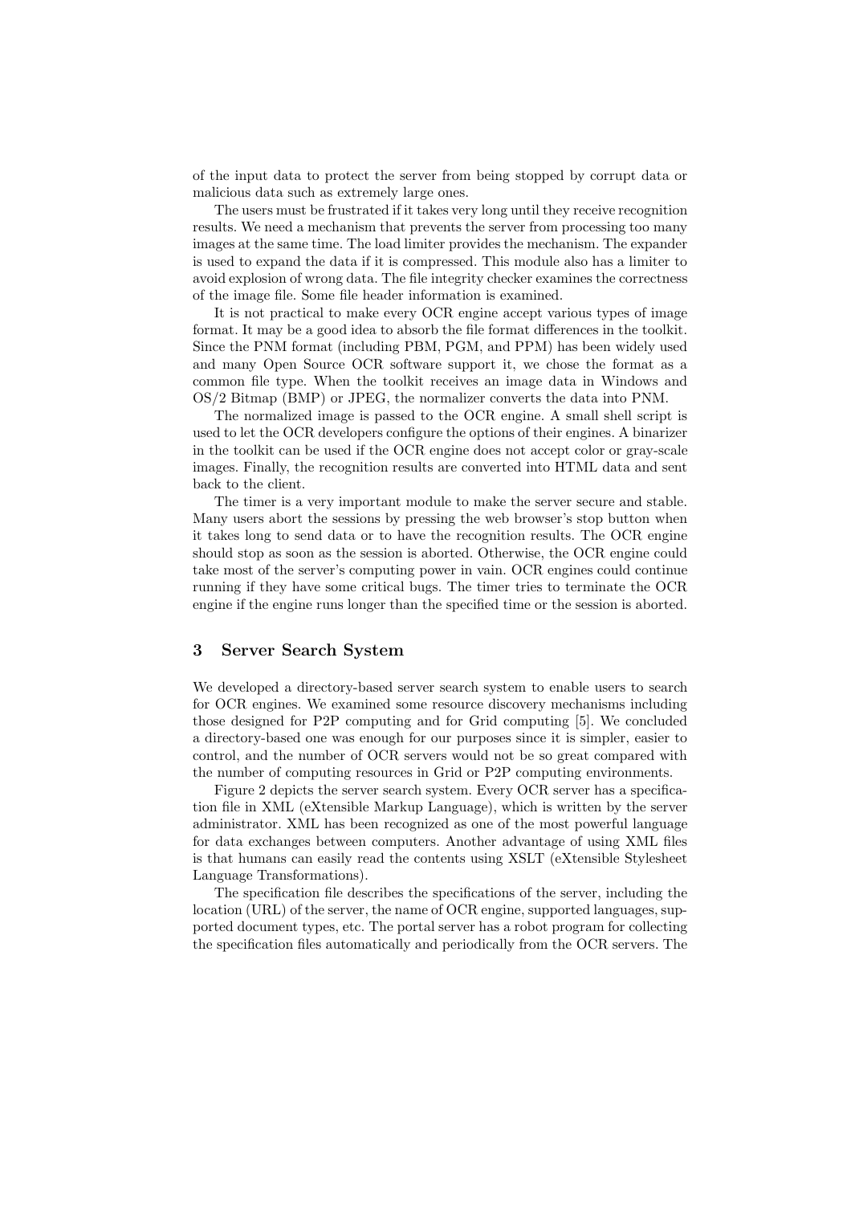of the input data to protect the server from being stopped by corrupt data or malicious data such as extremely large ones.

The users must be frustrated if it takes very long until they receive recognition results. We need a mechanism that prevents the server from processing too many images at the same time. The load limiter provides the mechanism. The expander is used to expand the data if it is compressed. This module also has a limiter to avoid explosion of wrong data. The file integrity checker examines the correctness of the image file. Some file header information is examined.

It is not practical to make every OCR engine accept various types of image format. It may be a good idea to absorb the file format differences in the toolkit. Since the PNM format (including PBM, PGM, and PPM) has been widely used and many Open Source OCR software support it, we chose the format as a common file type. When the toolkit receives an image data in Windows and OS/2 Bitmap (BMP) or JPEG, the normalizer converts the data into PNM.

The normalized image is passed to the OCR engine. A small shell script is used to let the OCR developers configure the options of their engines. A binarizer in the toolkit can be used if the OCR engine does not accept color or gray-scale images. Finally, the recognition results are converted into HTML data and sent back to the client.

The timer is a very important module to make the server secure and stable. Many users abort the sessions by pressing the web browser's stop button when it takes long to send data or to have the recognition results. The OCR engine should stop as soon as the session is aborted. Otherwise, the OCR engine could take most of the server's computing power in vain. OCR engines could continue running if they have some critical bugs. The timer tries to terminate the OCR engine if the engine runs longer than the specified time or the session is aborted.

## 3 Server Search System

We developed a directory-based server search system to enable users to search for OCR engines. We examined some resource discovery mechanisms including those designed for P2P computing and for Grid computing [5]. We concluded a directory-based one was enough for our purposes since it is simpler, easier to control, and the number of OCR servers would not be so great compared with the number of computing resources in Grid or P2P computing environments.

Figure 2 depicts the server search system. Every OCR server has a specification file in XML (eXtensible Markup Language), which is written by the server administrator. XML has been recognized as one of the most powerful language for data exchanges between computers. Another advantage of using XML files is that humans can easily read the contents using XSLT (eXtensible Stylesheet Language Transformations).

The specification file describes the specifications of the server, including the location (URL) of the server, the name of OCR engine, supported languages, supported document types, etc. The portal server has a robot program for collecting the specification files automatically and periodically from the OCR servers. The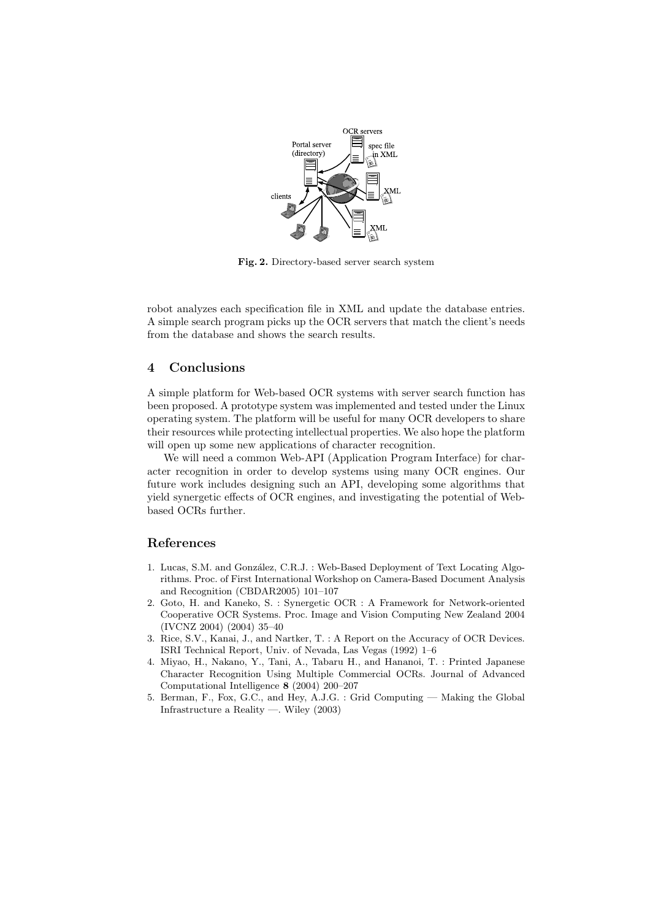OCR servers

Portal server (directory)

spec file in XML

XML

clients

XML

**Fig. 2.** Directory-based server search system

robot analyzes each specification file in XML and update the database entries. A simple search program picks up the OCR servers that match the client's needs from the database and shows the search results.

## 4 Conclusions

A simple platform for Web-based OCR systems with server search function has been proposed. A prototype system was implemented and tested under the Linux operating system. The platform will be useful for many OCR developers to share their resources while protecting intellectual properties. We also hope the platform will open up some new applications of character recognition.

We will need a common Web-API (Application Program Interface) for character recognition in order to develop systems using many OCR engines. Our future work includes designing such an API, developing some algorithms that yield synergetic effects of OCR engines, and investigating the potential of Web-based OCRs further.

## References

1. Lucas, S.M. and González, C.R.J. : Web-Based Deployment of Text Locating Algorithms. Proc. of First International Workshop on Camera-Based Document Analysis and Recognition (CBDAR2005) 101–107
2. Goto, H. and Kaneko, S. : Synergetic OCR : A Framework for Network-oriented Cooperative OCR Systems. Proc. Image and Vision Computing New Zealand 2004 (IVCNZ 2004) (2004) 35–40
3. Rice, S.V., Kanai, J., and Nartker, T. : A Report on the Accuracy of OCR Devices. ISRI Technical Report, Univ. of Nevada, Las Vegas (1992) 1–6
4. Miyao, H., Nakano, Y., Tani, A., Tabaru H., and Hananoi, T. : Printed Japanese Character Recognition Using Multiple Commercial OCRs. Journal of Advanced Computational Intelligence **8** (2004) 200–207
5. Berman, F., Fox, G.C., and Hey, A.J.G. : Grid Computing — Making the Global Infrastructure a Reality —. Wiley (2003)